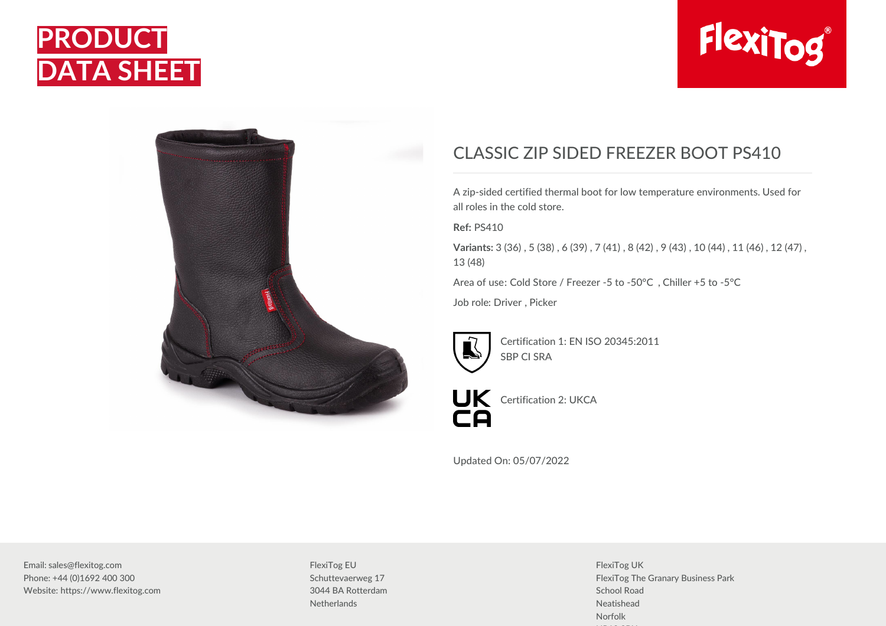# PRODUCT DATA SHEET

## CLASSIC ZIP SIDED FREEZER BOOT PS410

A zip-sided certified thermal boot for low temperature environments. Used for all roles in the cold store.

**Ref:** PS410

**Variants:** 3 (36) , 5 (38) , 6 (39) , 7 (41) , 8 (42) , 9 (43) , 10 (44) , 11 (46) , 12 (47) , 13 (48)

Area of use: Cold Store / Freezer -5 to -50°C , Chiller +5 to -5°C

Job role: Driver , Picker

Certification 1: EN ISO 20345:2011 SBP CI SRA

Certification 2: UKCA

Updated On: 05/07/2022

Email: sales@flexitog.com
Phone: +44 (0)1692 400 300
Website: https://www.flexitog.com

FlexiTog EU
Schuttevaerweg 17
3044 BA Rotterdam
Netherlands

FlexiTog UK
FlexiTog The Granary Business Park
School Road
Neatishead
Norfolk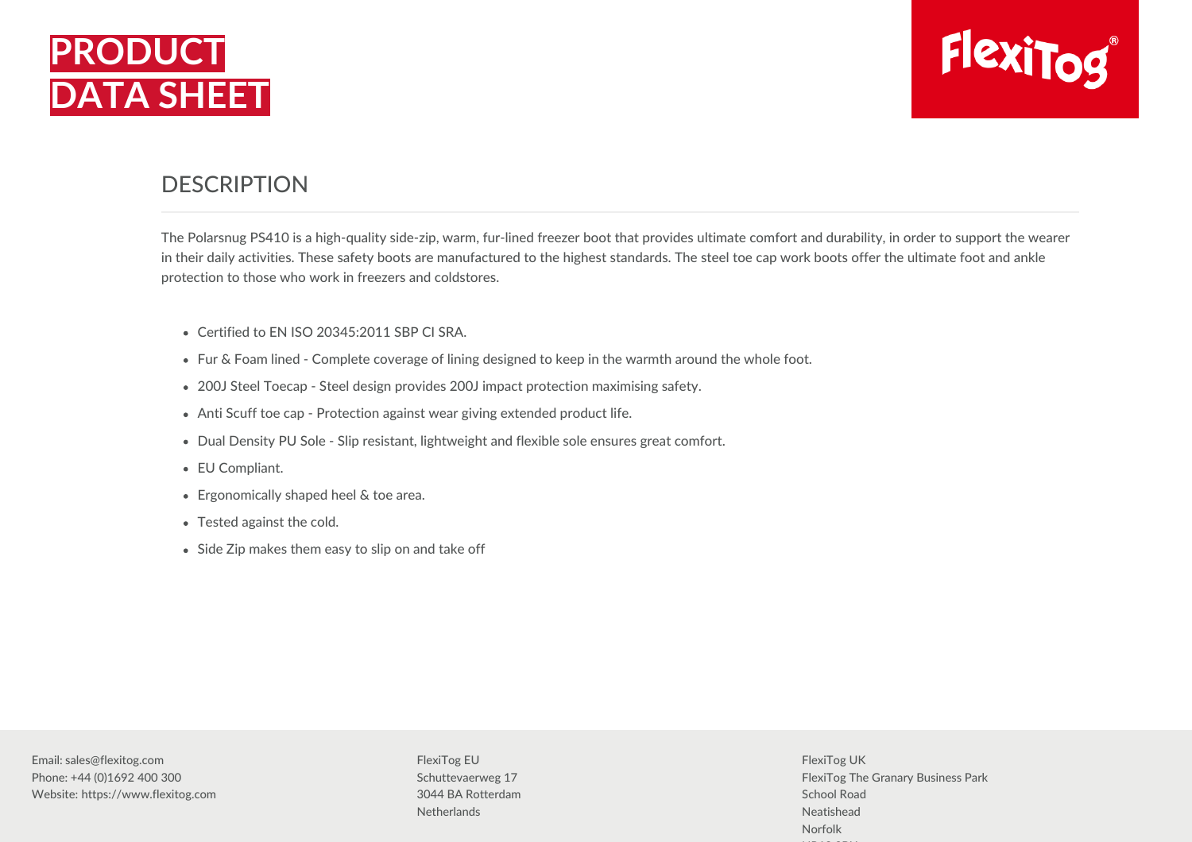## DESCRIPTION

The Polarsnug PS410 is a high-quality side-zip, warm, fur-lined freezer boot that provides ultimate comfort and durability, in order to support the wearer in their daily activities. These safety boots are manufactured to the highest standards. The steel toe cap work boots offer the ultimate foot and ankle protection to those who work in freezers and coldstores.

- Certified to EN ISO 20345:2011 SBP CI SRA.
- Fur & Foam lined - Complete coverage of lining designed to keep in the warmth around the whole foot.
- 200J Steel Toecap - Steel design provides 200J impact protection maximising safety.
- Anti Scuff toe cap - Protection against wear giving extended product life.
- Dual Density PU Sole - Slip resistant, lightweight and flexible sole ensures great comfort.
- EU Compliant.
- Ergonomically shaped heel & toe area.
- Tested against the cold.
- Side Zip makes them easy to slip on and take off